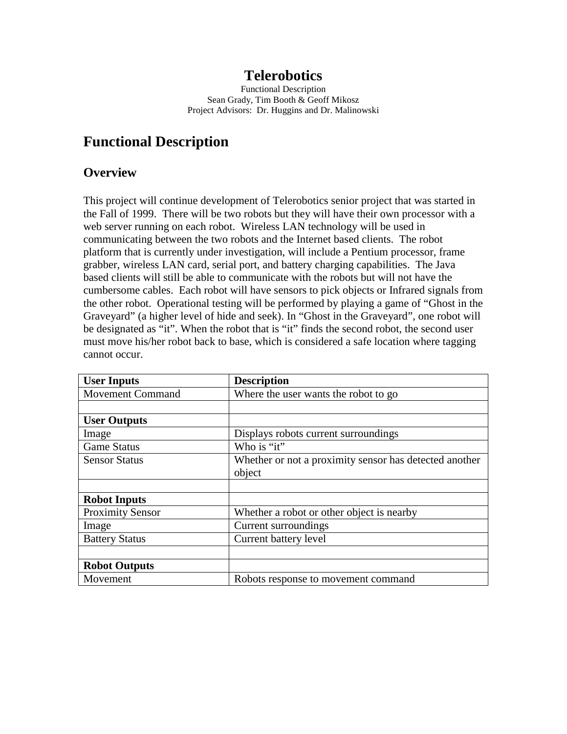# Telerobotics

Functional Description
Sean Grady, Tim Booth & Geoff Mikosz
Project Advisors: Dr. Huggins and Dr. Malinowski

## Functional Description

### Overview

This project will continue development of Telerobotics senior project that was started in the Fall of 1999. There will be two robots but they will have their own processor with a web server running on each robot. Wireless LAN technology will be used in communicating between the two robots and the Internet based clients. The robot platform that is currently under investigation, will include a Pentium processor, frame grabber, wireless LAN card, serial port, and battery charging capabilities. The Java based clients will still be able to communicate with the robots but will not have the cumbersome cables. Each robot will have sensors to pick objects or Infrared signals from the other robot. Operational testing will be performed by playing a game of "Ghost in the Graveyard" (a higher level of hide and seek). In "Ghost in the Graveyard", one robot will be designated as "it". When the robot that is "it" finds the second robot, the second user must move his/her robot back to base, which is considered a safe location where tagging cannot occur.

| User Inputs | Description |
| --- | --- |
| Movement Command | Where the user wants the robot to go |
| | |
| **User Outputs** | |
| Image | Displays robots current surroundings |
| Game Status | Who is "it" |
| Sensor Status | Whether or not a proximity sensor has detected another object |
| | |
| **Robot Inputs** | |
| Proximity Sensor | Whether a robot or other object is nearby |
| Image | Current surroundings |
| Battery Status | Current battery level |
| | |
| **Robot Outputs** | |
| Movement | Robots response to movement command |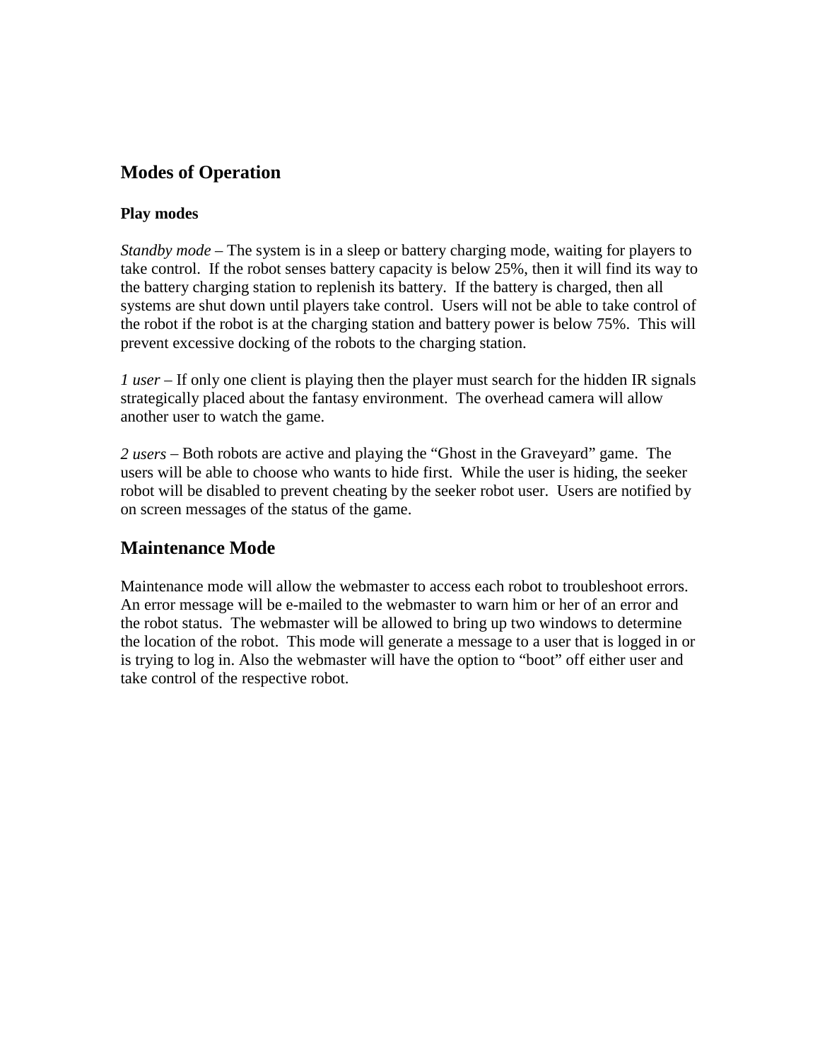## Modes of Operation

### Play modes

*Standby mode* – The system is in a sleep or battery charging mode, waiting for players to take control. If the robot senses battery capacity is below 25%, then it will find its way to the battery charging station to replenish its battery. If the battery is charged, then all systems are shut down until players take control. Users will not be able to take control of the robot if the robot is at the charging station and battery power is below 75%. This will prevent excessive docking of the robots to the charging station.

*1 user* – If only one client is playing then the player must search for the hidden IR signals strategically placed about the fantasy environment. The overhead camera will allow another user to watch the game.

*2 users* – Both robots are active and playing the "Ghost in the Graveyard" game. The users will be able to choose who wants to hide first. While the user is hiding, the seeker robot will be disabled to prevent cheating by the seeker robot user. Users are notified by on screen messages of the status of the game.

## Maintenance Mode

Maintenance mode will allow the webmaster to access each robot to troubleshoot errors. An error message will be e-mailed to the webmaster to warn him or her of an error and the robot status. The webmaster will be allowed to bring up two windows to determine the location of the robot. This mode will generate a message to a user that is logged in or is trying to log in. Also the webmaster will have the option to "boot" off either user and take control of the respective robot.